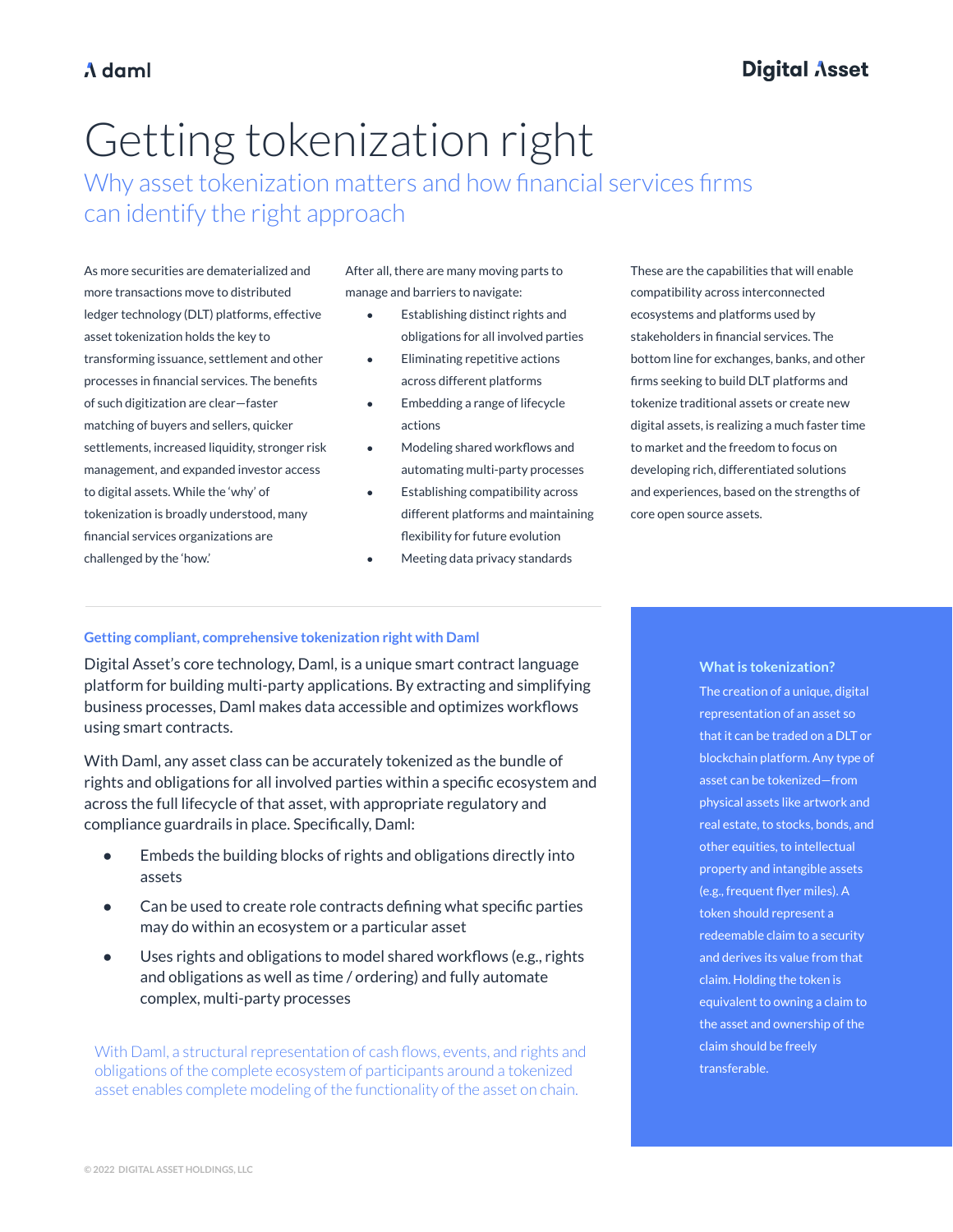# Getting tokenization right

## Why asset tokenization matters and how financial services firms can identify the right approach

As more securities are dematerialized and more transactions move to distributed ledger technology (DLT) platforms, effective asset tokenization holds the key to transforming issuance, settlement and other processes in financial services. The benefits of such digitization are clear—faster matching of buyers and sellers, quicker settlements, increased liquidity, stronger risk management, and expanded investor access to digital assets. While the 'why' of tokenization is broadly understood, many financial services organizations are challenged by the 'how.'

After all, there are many moving parts to manage and barriers to navigate:

- Establishing distinct rights and obligations for all involved parties
- Eliminating repetitive actions across different platforms
- Embedding a range of lifecycle actions
- Modeling shared workflows and automating multi-party processes
- Establishing compatibility across different platforms and maintaining flexibility for future evolution
- Meeting data privacy standards

These are the capabilities that will enable compatibility across interconnected ecosystems and platforms used by stakeholders in financial services. The bottom line for exchanges, banks, and other firms seeking to build DLT platforms and tokenize traditional assets or create new digital assets, is realizing a much faster time to market and the freedom to focus on developing rich, differentiated solutions and experiences, based on the strengths of core open source assets.

### Getting compliant, comprehensive tokenization right with Daml

Digital Asset's core technology, Daml, is a unique smart contract language platform for building multi-party applications. By extracting and simplifying business processes, Daml makes data accessible and optimizes workflows using smart contracts.

With Daml, any asset class can be accurately tokenized as the bundle of rights and obligations for all involved parties within a specific ecosystem and across the full lifecycle of that asset, with appropriate regulatory and compliance guardrails in place. Specifically, Daml:

- Embeds the building blocks of rights and obligations directly into assets
- Can be used to create role contracts defining what specific parties may do within an ecosystem or a particular asset
- Uses rights and obligations to model shared workflows (e.g., rights and obligations as well as time / ordering) and fully automate complex, multi-party processes

With Daml, a structural representation of cash flows, events, and rights and obligations of the complete ecosystem of participants around a tokenized asset enables complete modeling of the functionality of the asset on chain.

### What is tokenization?

The creation of a unique, digital representation of an asset so that it can be traded on a DLT or blockchain platform. Any type of asset can be tokenized—from physical assets like artwork and real estate, to stocks, bonds, and other equities, to intellectual property and intangible assets (e.g., frequent flyer miles). A token should represent a redeemable claim to a security and derives its value from that claim. Holding the token is equivalent to owning a claim to the asset and ownership of the claim should be freely transferable.

© 2022 DIGITAL ASSET HOLDINGS, LLC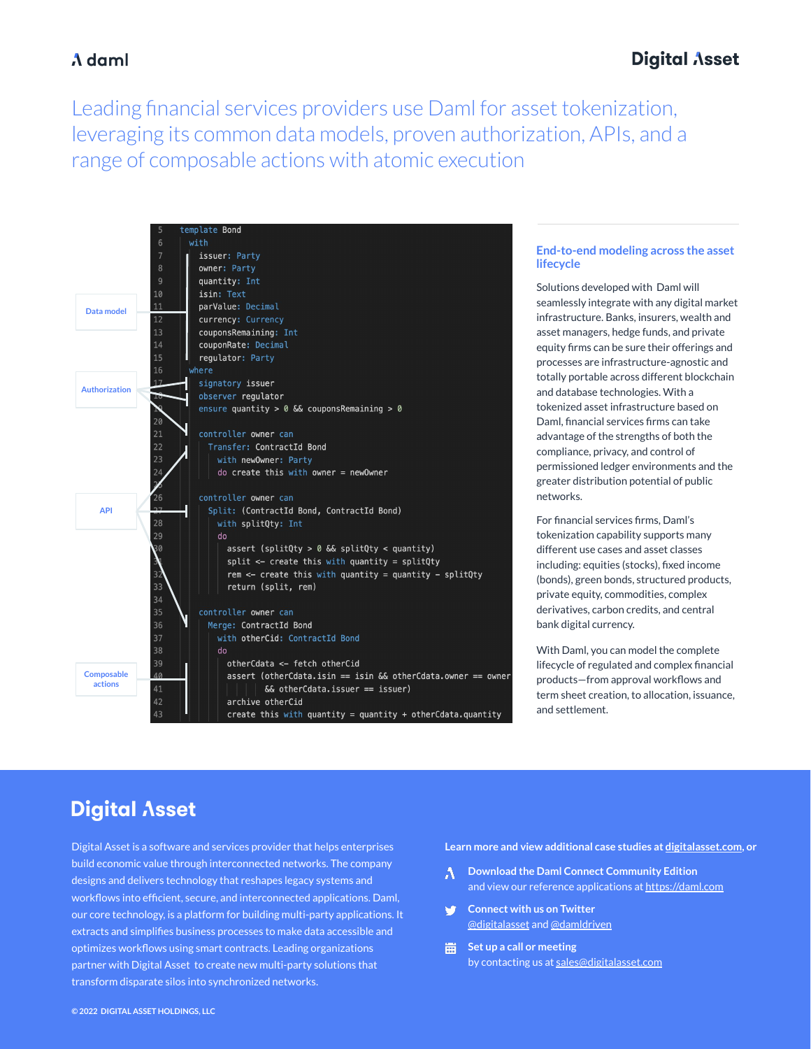Leading financial services providers use Daml for asset tokenization, leveraging its common data models, proven authorization, APIs, and a range of composable actions with atomic execution

Data model

Authorization

API

Composable actions

```
5   template Bond
6     with
7       issuer: Party
8       owner: Party
9       quantity: Int
10      isin: Text
11      parValue: Decimal
12      currency: Currency
13      couponsRemaining: Int
14      couponRate: Decimal
15      regulator: Party
16    where
17      signatory issuer
18      observer regulator
19      ensure quantity > 0 && couponsRemaining > 0
20
21      controller owner can
22        Transfer: ContractId Bond
23          with newOwner: Party
24          do create this with owner = newOwner
25
26      controller owner can
27        Split: (ContractId Bond, ContractId Bond)
28          with splitQty: Int
29          do
30            assert (splitQty > 0 && splitQty < quantity)
31            split <- create this with quantity = splitQty
32            rem <- create this with quantity = quantity - splitQty
33            return (split, rem)
34
35      controller owner can
36        Merge: ContractId Bond
37          with otherCid: ContractId Bond
38          do
39            otherCdata <- fetch otherCid
40            assert (otherCdata.isin == isin && otherCdata.owner == owner
41                    && otherCdata.issuer == issuer)
42            archive otherCid
43            create this with quantity = quantity + otherCdata.quantity
```

## End-to-end modeling across the asset lifecycle

Solutions developed with Daml will seamlessly integrate with any digital market infrastructure. Banks, insurers, wealth and asset managers, hedge funds, and private equity firms can be sure their offerings and processes are infrastructure-agnostic and totally portable across different blockchain and database technologies. With a tokenized asset infrastructure based on Daml, financial services firms can take advantage of the strengths of both the compliance, privacy, and control of permissioned ledger environments and the greater distribution potential of public networks.

For financial services firms, Daml's tokenization capability supports many different use cases and asset classes including: equities (stocks), fixed income (bonds), green bonds, structured products, private equity, commodities, complex derivatives, carbon credits, and central bank digital currency.

With Daml, you can model the complete lifecycle of regulated and complex financial products—from approval workflows and term sheet creation, to allocation, issuance, and settlement.

## Digital Asset

Digital Asset is a software and services provider that helps enterprises build economic value through interconnected networks. The company designs and delivers technology that reshapes legacy systems and workflows into efficient, secure, and interconnected applications. Daml, our core technology, is a platform for building multi-party applications. It extracts and simplifies business processes to make data accessible and optimizes workflows using smart contracts. Leading organizations partner with Digital Asset to create new multi-party solutions that transform disparate silos into synchronized networks.

**Learn more and view additional case studies at digitalasset.com, or**

- **Download the Daml Connect Community Edition**
  and view our reference applications at https://daml.com
- **Connect with us on Twitter**
  @digitalasset and @damldriven
- **Set up a call or meeting**
  by contacting us at sales@digitalasset.com

© 2022 DIGITAL ASSET HOLDINGS, LLC